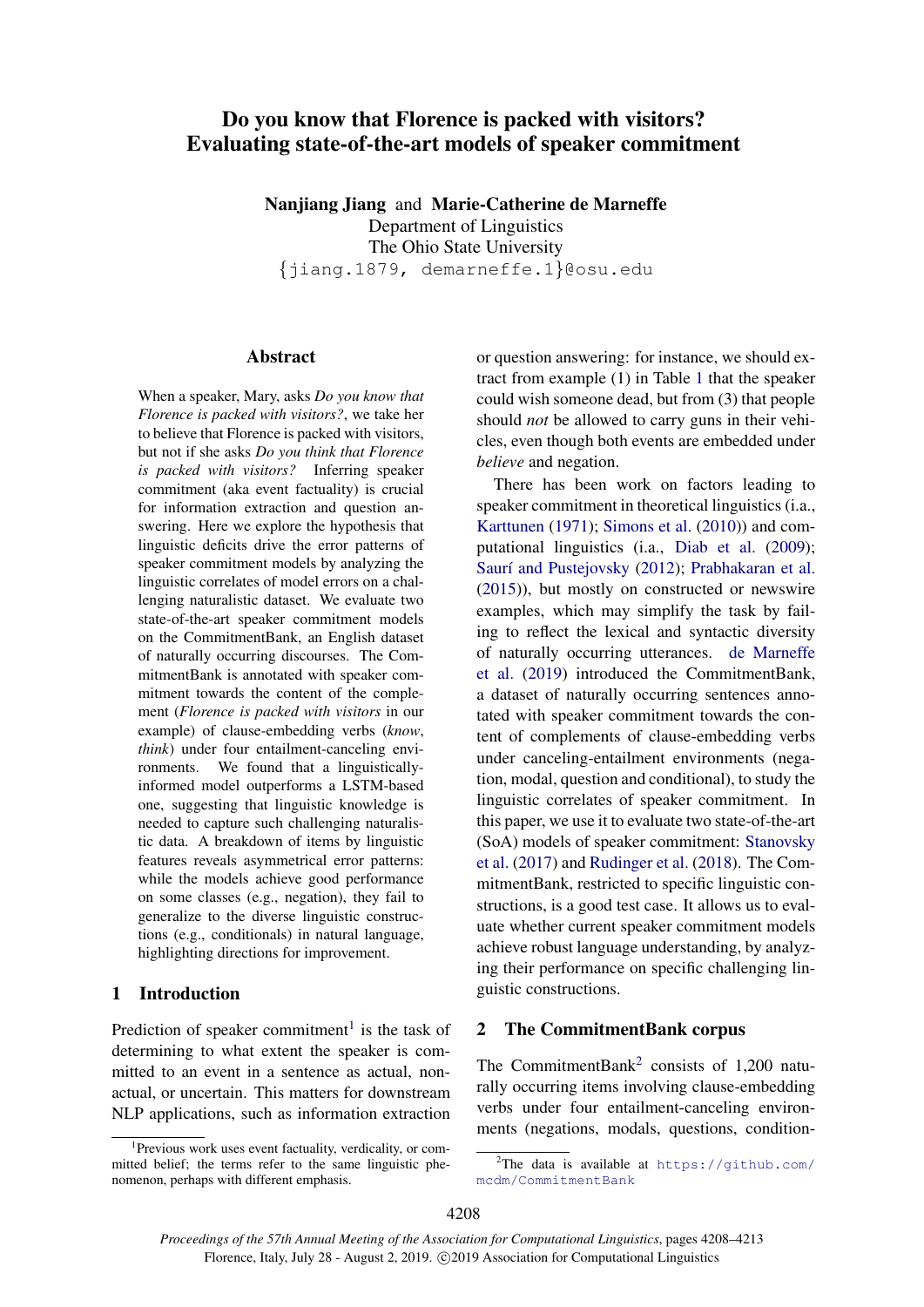# Do you know that Florence is packed with visitors? Evaluating state-of-the-art models of speaker commitment

**Nanjiang Jiang** and **Marie-Catherine de Marneffe**
Department of Linguistics
The Ohio State University
{jiang.1879, demarneffe.1}@osu.edu

## Abstract

When a speaker, Mary, asks *Do you know that Florence is packed with visitors?*, we take her to believe that Florence is packed with visitors, but not if she asks *Do you think that Florence is packed with visitors?* Inferring speaker commitment (aka event factuality) is crucial for information extraction and question answering. Here we explore the hypothesis that linguistic deficits drive the error patterns of speaker commitment models by analyzing the linguistic correlates of model errors on a challenging naturalistic dataset. We evaluate two state-of-the-art speaker commitment models on the CommitmentBank, an English dataset of naturally occurring discourses. The CommitmentBank is annotated with speaker commitment towards the content of the complement (*Florence is packed with visitors* in our example) of clause-embedding verbs (*know*, *think*) under four entailment-canceling environments. We found that a linguistically-informed model outperforms a LSTM-based one, suggesting that linguistic knowledge is needed to capture such challenging naturalistic data. A breakdown of items by linguistic features reveals asymmetrical error patterns: while the models achieve good performance on some classes (e.g., negation), they fail to generalize to the diverse linguistic constructions (e.g., conditionals) in natural language, highlighting directions for improvement.

## 1 Introduction

Prediction of speaker commitment[1] is the task of determining to what extent the speaker is committed to an event in a sentence as actual, non-actual, or uncertain. This matters for downstream NLP applications, such as information extraction or question answering: for instance, we should extract from example (1) in Table 1 that the speaker could wish someone dead, but from (3) that people should *not* be allowed to carry guns in their vehicles, even though both events are embedded under *believe* and negation.

There has been work on factors leading to speaker commitment in theoretical linguistics (i.a., Karttunen (1971); Simons et al. (2010)) and computational linguistics (i.a., Diab et al. (2009); Saurí and Pustejovsky (2012); Prabhakaran et al. (2015)), but mostly on constructed or newswire examples, which may simplify the task by failing to reflect the lexical and syntactic diversity of naturally occurring utterances. de Marneffe et al. (2019) introduced the CommitmentBank, a dataset of naturally occurring sentences annotated with speaker commitment towards the content of complements of clause-embedding verbs under canceling-entailment environments (negation, modal, question and conditional), to study the linguistic correlates of speaker commitment. In this paper, we use it to evaluate two state-of-the-art (SoA) models of speaker commitment: Stanovsky et al. (2017) and Rudinger et al. (2018). The CommitmentBank, restricted to specific linguistic constructions, is a good test case. It allows us to evaluate whether current speaker commitment models achieve robust language understanding, by analyzing their performance on specific challenging linguistic constructions.

## 2 The CommitmentBank corpus

The CommitmentBank[2] consists of 1,200 naturally occurring items involving clause-embedding verbs under four entailment-canceling environments (negations, modals, questions, condition-

[1] Previous work uses event factuality, verdicality, or committed belief; the terms refer to the same linguistic phenomenon, perhaps with different emphasis.

[2] The data is available at https://github.com/mcdm/CommitmentBank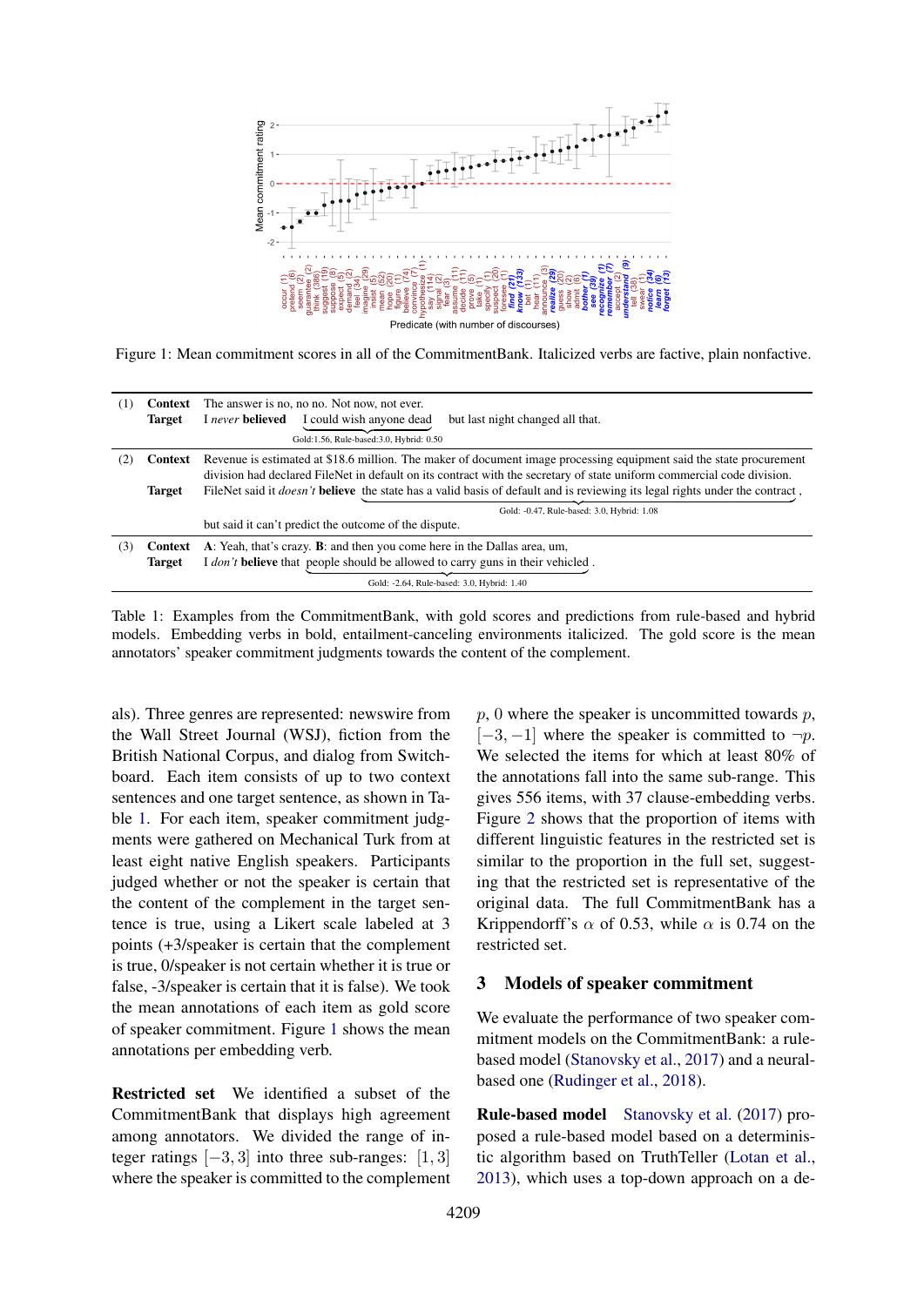Figure 1: Mean commitment scores in all of the CommitmentBank. Italicized verbs are factive, plain nonfactive.

| | | |
|---|---|---|
| (1) | **Context** | The answer is no, no no. Not now, not ever. |
| | **Target** | I *never* **believed** I could wish anyone dead but last night changed all that. |
| | | Gold:1.56, Rule-based:3.0, Hybrid: 0.50 |
| (2) | **Context** | Revenue is estimated at $18.6 million. The maker of document image processing equipment said the state procurement division had declared FileNet in default on its contract with the secretary of state uniform commercial code division. |
| | **Target** | FileNet said it *doesn't* **believe** the state has a valid basis of default and is reviewing its legal rights under the contract, |
| | | Gold: -0.47, Rule-based: 3.0, Hybrid: 1.08 |
| | | but said it can't predict the outcome of the dispute. |
| (3) | **Context** | A: Yeah, that's crazy. **B**: and then you come here in the Dallas area, um, |
| | **Target** | I *don't* **believe** that people should be allowed to carry guns in their vehicled . |
| | | Gold: -2.64, Rule-based: 3.0, Hybrid: 1.40 |

Table 1: Examples from the CommitmentBank, with gold scores and predictions from rule-based and hybrid models. Embedding verbs in bold, entailment-canceling environments italicized. The gold score is the mean annotators' speaker commitment judgments towards the content of the complement.

als). Three genres are represented: newswire from the Wall Street Journal (WSJ), fiction from the British National Corpus, and dialog from Switchboard. Each item consists of up to two context sentences and one target sentence, as shown in Table 1. For each item, speaker commitment judgments were gathered on Mechanical Turk from at least eight native English speakers. Participants judged whether or not the speaker is certain that the content of the complement in the target sentence is true, using a Likert scale labeled at 3 points (+3/speaker is certain that the complement is true, 0/speaker is not certain whether it is true or false, -3/speaker is certain that it is false). We took the mean annotations of each item as gold score of speaker commitment. Figure 1 shows the mean annotations per embedding verb.

**Restricted set** We identified a subset of the CommitmentBank that displays high agreement among annotators. We divided the range of integer ratings $[-3, 3]$ into three sub-ranges: $[1, 3]$ where the speaker is committed to the complement $p$, $0$ where the speaker is uncommitted towards $p$, $[-3, -1]$ where the speaker is committed to $\neg p$. We selected the items for which at least 80% of the annotations fall into the same sub-range. This gives 556 items, with 37 clause-embedding verbs. Figure 2 shows that the proportion of items with different linguistic features in the restricted set is similar to the proportion in the full set, suggesting that the restricted set is representative of the original data. The full CommitmentBank has a Krippendorff's $\alpha$ of 0.53, while $\alpha$ is 0.74 on the restricted set.

## 3 Models of speaker commitment

We evaluate the performance of two speaker commitment models on the CommitmentBank: a rule-based model (Stanovsky et al., 2017) and a neural-based one (Rudinger et al., 2018).

**Rule-based model** Stanovsky et al. (2017) proposed a rule-based model based on a deterministic algorithm based on TruthTeller (Lotan et al., 2013), which uses a top-down approach on a de-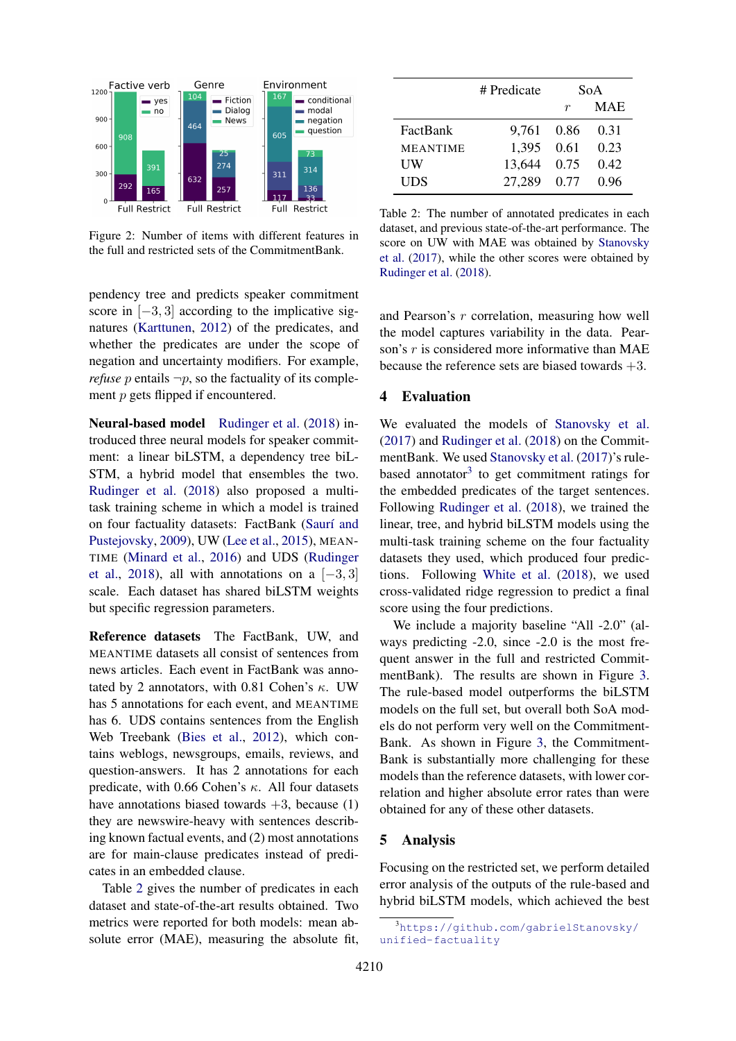Figure 2: Number of items with different features in the full and restricted sets of the CommitmentBank.

| | # Predicate | SoA | |
|---|---|---|---|
| | | $r$ | MAE |
| FactBank | 9,761 | 0.86 | 0.31 |
| MEANTIME | 1,395 | 0.61 | 0.23 |
| UW | 13,644 | 0.75 | 0.42 |
| UDS | 27,289 | 0.77 | 0.96 |

Table 2: The number of annotated predicates in each dataset, and previous state-of-the-art performance. The score on UW with MAE was obtained by Stanovsky et al. (2017), while the other scores were obtained by Rudinger et al. (2018).

pendency tree and predicts speaker commitment score in $[-3, 3]$ according to the implicative signatures (Karttunen, 2012) of the predicates, and whether the predicates are under the scope of negation and uncertainty modifiers. For example, *refuse* $p$ entails $\neg p$, so the factuality of its complement $p$ gets flipped if encountered.

**Neural-based model** Rudinger et al. (2018) introduced three neural models for speaker commitment: a linear biLSTM, a dependency tree biLSTM, a hybrid model that ensembles the two. Rudinger et al. (2018) also proposed a multi-task training scheme in which a model is trained on four factuality datasets: FactBank (Saurí and Pustejovsky, 2009), UW (Lee et al., 2015), MEANTIME (Minard et al., 2016) and UDS (Rudinger et al., 2018), all with annotations on a $[-3, 3]$ scale. Each dataset has shared biLSTM weights but specific regression parameters.

**Reference datasets** The FactBank, UW, and MEANTIME datasets all consist of sentences from news articles. Each event in FactBank was annotated by 2 annotators, with 0.81 Cohen's $\kappa$. UW has 5 annotations for each event, and MEANTIME has 6. UDS contains sentences from the English Web Treebank (Bies et al., 2012), which contains weblogs, newsgroups, emails, reviews, and question-answers. It has 2 annotations for each predicate, with 0.66 Cohen's $\kappa$. All four datasets have annotations biased towards $+3$, because (1) they are newswire-heavy with sentences describing known factual events, and (2) most annotations are for main-clause predicates instead of predicates in an embedded clause.

Table 2 gives the number of predicates in each dataset and state-of-the-art results obtained. Two metrics were reported for both models: mean absolute error (MAE), measuring the absolute fit, and Pearson's $r$ correlation, measuring how well the model captures variability in the data. Pearson's $r$ is considered more informative than MAE because the reference sets are biased towards $+3$.

## 4 Evaluation

We evaluated the models of Stanovsky et al. (2017) and Rudinger et al. (2018) on the CommitmentBank. We used Stanovsky et al. (2017)'s rule-based annotator[3] to get commitment ratings for the embedded predicates of the target sentences. Following Rudinger et al. (2018), we trained the linear, tree, and hybrid biLSTM models using the multi-task training scheme on the four factuality datasets they used, which produced four predictions. Following White et al. (2018), we used cross-validated ridge regression to predict a final score using the four predictions.

We include a majority baseline "All -2.0" (always predicting -2.0, since -2.0 is the most frequent answer in the full and restricted CommitmentBank). The results are shown in Figure 3. The rule-based model outperforms the biLSTM models on the full set, but overall both SoA models do not perform very well on the CommitmentBank. As shown in Figure 3, the CommitmentBank is substantially more challenging for these models than the reference datasets, with lower correlation and higher absolute error rates than were obtained for any of these other datasets.

## 5 Analysis

Focusing on the restricted set, we perform detailed error analysis of the outputs of the rule-based and hybrid biLSTM models, which achieved the best

[3] https://github.com/gabrielStanovsky/unified-factuality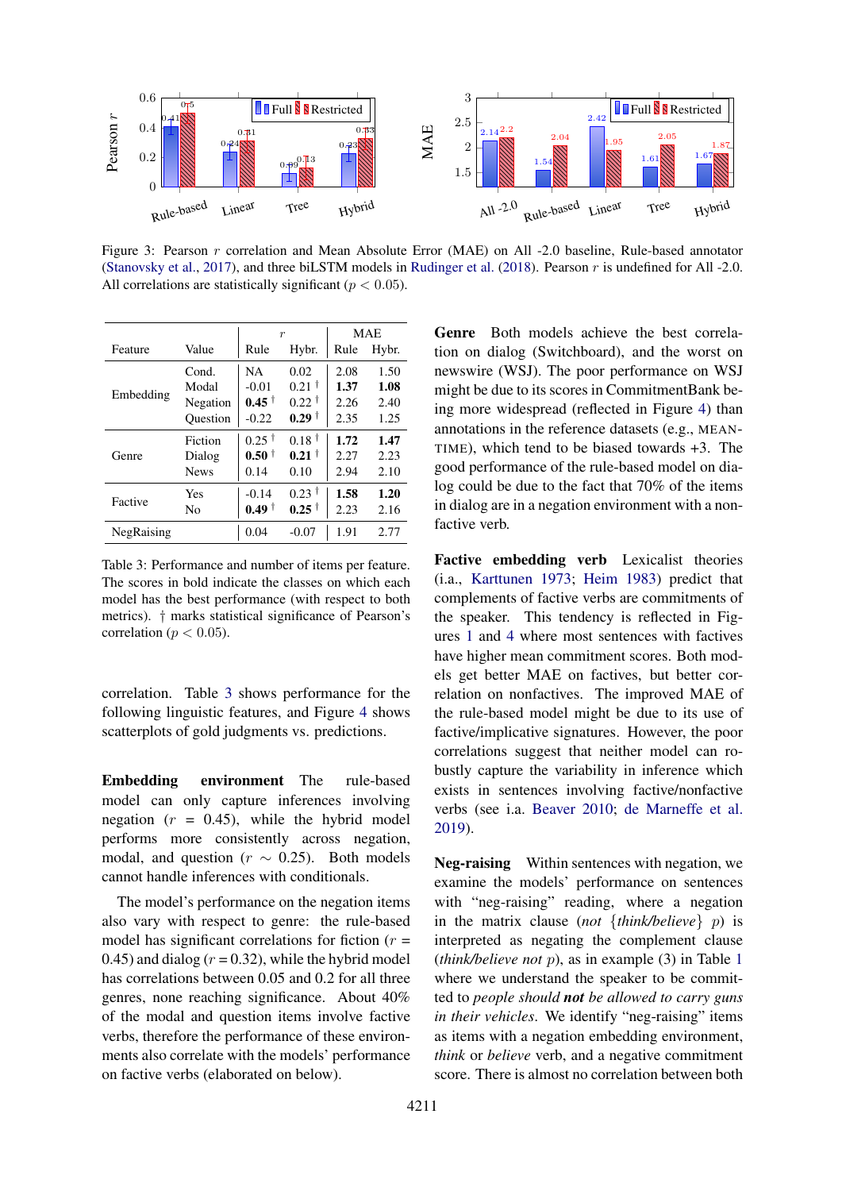Figure 3: Pearson $r$ correlation and Mean Absolute Error (MAE) on All -2.0 baseline, Rule-based annotator (Stanovsky et al., 2017), and three biLSTM models in Rudinger et al. (2018). Pearson $r$ is undefined for All -2.0. All correlations are statistically significant ($p < 0.05$).

| Feature | Value | $r$ Rule | $r$ Hybr. | MAE Rule | MAE Hybr. |
|---|---|---|---|---|---|
| Embedding | Cond. | NA | 0.02 | 2.08 | 1.50 |
| | Modal | -0.01 | 0.21 † | **1.37** | **1.08** |
| | Negation | **0.45** † | 0.22 † | 2.26 | 2.40 |
| | Question | -0.22 | **0.29** † | 2.35 | 1.25 |
| Genre | Fiction | 0.25 † | 0.18 † | **1.72** | **1.47** |
| | Dialog | **0.50** † | **0.21** † | 2.27 | 2.23 |
| | News | 0.14 | 0.10 | 2.94 | 2.10 |
| Factive | Yes | -0.14 | 0.23 † | **1.58** | **1.20** |
| | No | **0.49** † | **0.25** † | 2.23 | 2.16 |
| NegRaising | | 0.04 | -0.07 | 1.91 | 2.77 |

Table 3: Performance and number of items per feature. The scores in bold indicate the classes on which each model has the best performance (with respect to both metrics). † marks statistical significance of Pearson's correlation ($p < 0.05$).

correlation. Table 3 shows performance for the following linguistic features, and Figure 4 shows scatterplots of gold judgments vs. predictions.

**Embedding environment** The rule-based model can only capture inferences involving negation ($r = 0.45$), while the hybrid model performs more consistently across negation, modal, and question ($r \sim 0.25$). Both models cannot handle inferences with conditionals.

The model's performance on the negation items also vary with respect to genre: the rule-based model has significant correlations for fiction ($r = 0.45$) and dialog ($r = 0.32$), while the hybrid model has correlations between 0.05 and 0.2 for all three genres, none reaching significance. About 40% of the modal and question items involve factive verbs, therefore the performance of these environments also correlate with the models' performance on factive verbs (elaborated on below).

**Genre** Both models achieve the best correlation on dialog (Switchboard), and the worst on newswire (WSJ). The poor performance on WSJ might be due to its scores in CommitmentBank being more widespread (reflected in Figure 4) than annotations in the reference datasets (e.g., MEANTIME), which tend to be biased towards +3. The good performance of the rule-based model on dialog could be due to the fact that 70% of the items in dialog are in a negation environment with a nonfactive verb.

**Factive embedding verb** Lexicalist theories (i.a., Karttunen 1973; Heim 1983) predict that complements of factive verbs are commitments of the speaker. This tendency is reflected in Figures 1 and 4 where most sentences with factives have higher mean commitment scores. Both models get better MAE on factives, but better correlation on nonfactives. The improved MAE of the rule-based model might be due to its use of factive/implicative signatures. However, the poor correlations suggest that neither model can robustly capture the variability in inference which exists in sentences involving factive/nonfactive verbs (see i.a. Beaver 2010; de Marneffe et al. 2019).

**Neg-raising** Within sentences with negation, we examine the models' performance on sentences with "neg-raising" reading, where a negation in the matrix clause (*not* {*think/believe*} *p*) is interpreted as negating the complement clause (*think/believe not p*), as in example (3) in Table 1 where we understand the speaker to be committed to *people should **not** be allowed to carry guns in their vehicles*. We identify "neg-raising" items as items with a negation embedding environment, *think* or *believe* verb, and a negative commitment score. There is almost no correlation between both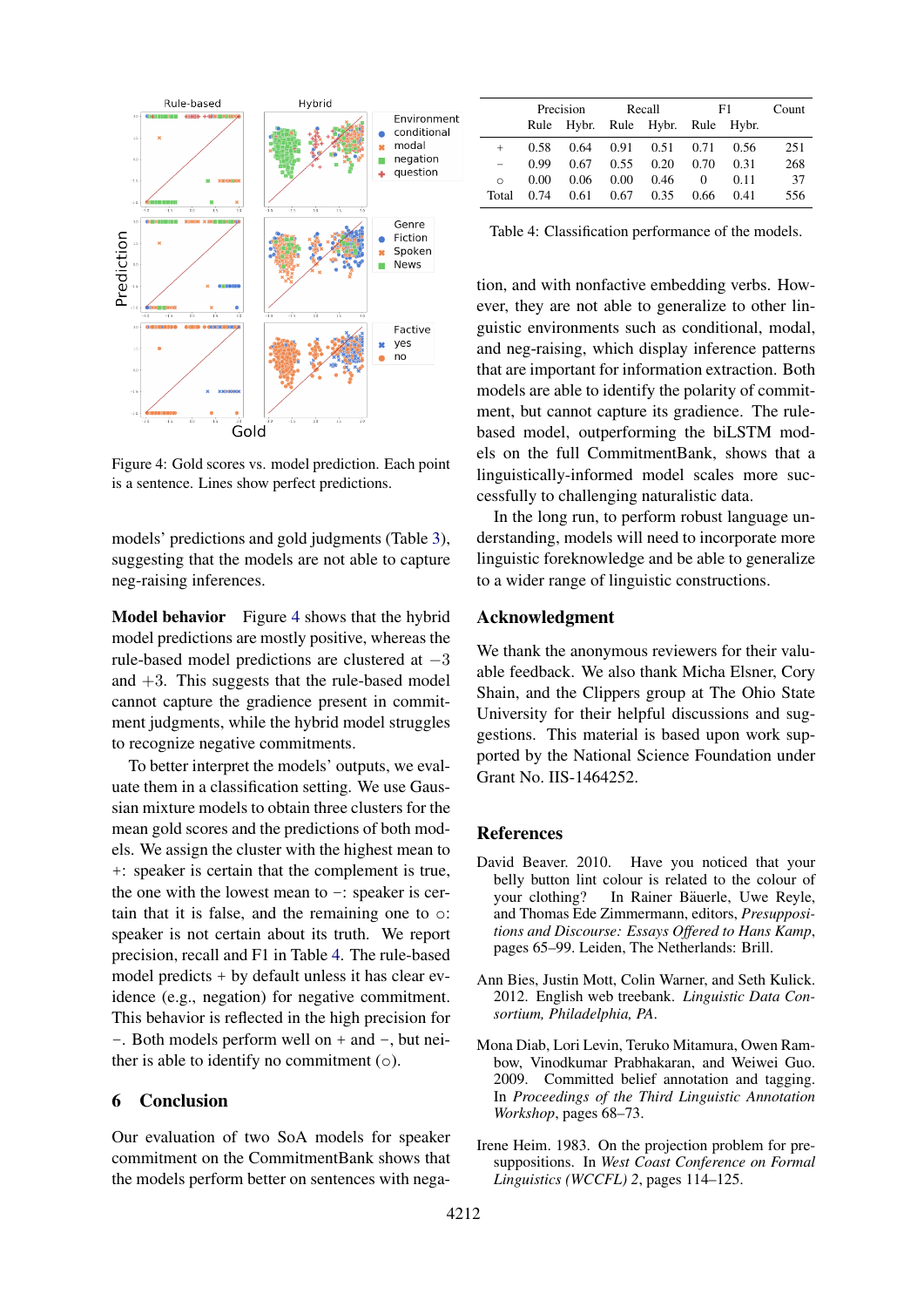Figure 4: Gold scores vs. model prediction. Each point is a sentence. Lines show perfect predictions.

models' predictions and gold judgments (Table 3), suggesting that the models are not able to capture neg-raising inferences.

**Model behavior** Figure 4 shows that the hybrid model predictions are mostly positive, whereas the rule-based model predictions are clustered at $-3$ and $+3$. This suggests that the rule-based model cannot capture the gradience present in commitment judgments, while the hybrid model struggles to recognize negative commitments.

To better interpret the models' outputs, we evaluate them in a classification setting. We use Gaussian mixture models to obtain three clusters for the mean gold scores and the predictions of both models. We assign the cluster with the highest mean to $+$: speaker is certain that the complement is true, the one with the lowest mean to $-$: speaker is certain that it is false, and the remaining one to $\circ$: speaker is not certain about its truth. We report precision, recall and F1 in Table 4. The rule-based model predicts $+$ by default unless it has clear evidence (e.g., negation) for negative commitment. This behavior is reflected in the high precision for $-$. Both models perform well on $+$ and $-$, but neither is able to identify no commitment ($\circ$).

## 6 Conclusion

Our evaluation of two SoA models for speaker commitment on the CommitmentBank shows that the models perform better on sentences with negation, and with nonfactive embedding verbs. However, they are not able to generalize to other linguistic environments such as conditional, modal, and neg-raising, which display inference patterns that are important for information extraction. Both models are able to identify the polarity of commitment, but cannot capture its gradience. The rule-based model, outperforming the biLSTM models on the full CommitmentBank, shows that a linguistically-informed model scales more successfully to challenging naturalistic data.

In the long run, to perform robust language understanding, models will need to incorporate more linguistic foreknowledge and be able to generalize to a wider range of linguistic constructions.

| | Precision | | Recall | | F1 | | Count |
|---|---|---|---|---|---|---|---|
| | Rule | Hybr. | Rule | Hybr. | Rule | Hybr. | |
| $+$ | 0.58 | 0.64 | 0.91 | 0.51 | 0.71 | 0.56 | 251 |
| $-$ | 0.99 | 0.67 | 0.55 | 0.20 | 0.70 | 0.31 | 268 |
| $\circ$ | 0.00 | 0.06 | 0.00 | 0.46 | 0 | 0.11 | 37 |
| Total | 0.74 | 0.61 | 0.67 | 0.35 | 0.66 | 0.41 | 556 |

Table 4: Classification performance of the models.

## Acknowledgment

We thank the anonymous reviewers for their valuable feedback. We also thank Micha Elsner, Cory Shain, and the Clippers group at The Ohio State University for their helpful discussions and suggestions. This material is based upon work supported by the National Science Foundation under Grant No. IIS-1464252.

## References

David Beaver. 2010. Have you noticed that your belly button lint colour is related to the colour of your clothing? In Rainer Bäuerle, Uwe Reyle, and Thomas Ede Zimmermann, editors, *Presuppositions and Discourse: Essays Offered to Hans Kamp*, pages 65–99. Leiden, The Netherlands: Brill.

Ann Bies, Justin Mott, Colin Warner, and Seth Kulick. 2012. English web treebank. *Linguistic Data Consortium, Philadelphia, PA*.

Mona Diab, Lori Levin, Teruko Mitamura, Owen Rambow, Vinodkumar Prabhakaran, and Weiwei Guo. 2009. Committed belief annotation and tagging. In *Proceedings of the Third Linguistic Annotation Workshop*, pages 68–73.

Irene Heim. 1983. On the projection problem for presuppositions. In *West Coast Conference on Formal Linguistics (WCCFL) 2*, pages 114–125.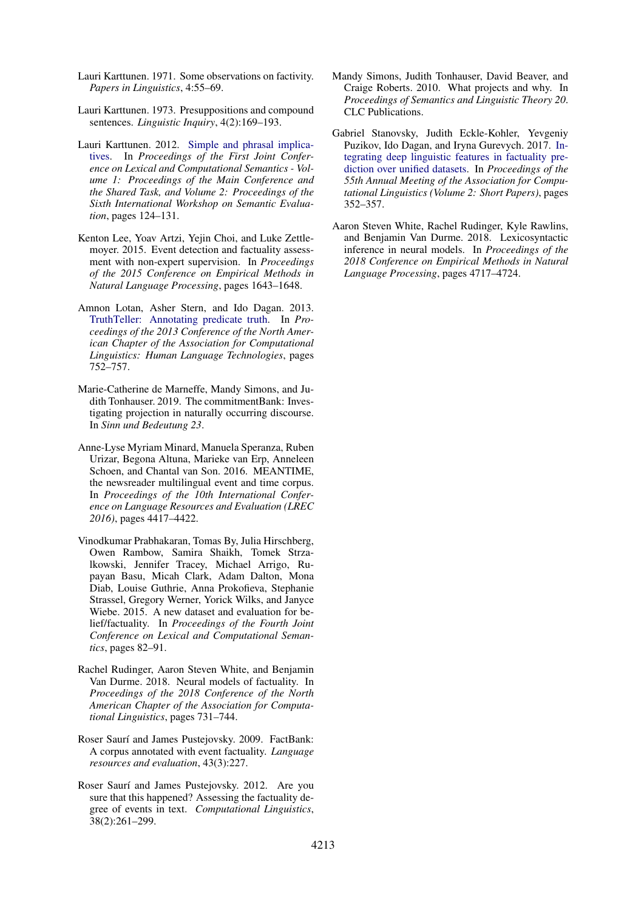Lauri Karttunen. 1971. Some observations on factivity. *Papers in Linguistics*, 4:55–69.

Lauri Karttunen. 1973. Presuppositions and compound sentences. *Linguistic Inquiry*, 4(2):169–193.

Lauri Karttunen. 2012. Simple and phrasal implicatives. In *Proceedings of the First Joint Conference on Lexical and Computational Semantics - Volume 1: Proceedings of the Main Conference and the Shared Task, and Volume 2: Proceedings of the Sixth International Workshop on Semantic Evaluation*, pages 124–131.

Kenton Lee, Yoav Artzi, Yejin Choi, and Luke Zettlemoyer. 2015. Event detection and factuality assessment with non-expert supervision. In *Proceedings of the 2015 Conference on Empirical Methods in Natural Language Processing*, pages 1643–1648.

Amnon Lotan, Asher Stern, and Ido Dagan. 2013. TruthTeller: Annotating predicate truth. In *Proceedings of the 2013 Conference of the North American Chapter of the Association for Computational Linguistics: Human Language Technologies*, pages 752–757.

Marie-Catherine de Marneffe, Mandy Simons, and Judith Tonhauser. 2019. The commitmentBank: Investigating projection in naturally occurring discourse. In *Sinn und Bedeutung 23*.

Anne-Lyse Myriam Minard, Manuela Speranza, Ruben Urizar, Begona Altuna, Marieke van Erp, Anneleen Schoen, and Chantal van Son. 2016. MEANTIME, the newsreader multilingual event and time corpus. In *Proceedings of the 10th International Conference on Language Resources and Evaluation (LREC 2016)*, pages 4417–4422.

Vinodkumar Prabhakaran, Tomas By, Julia Hirschberg, Owen Rambow, Samira Shaikh, Tomek Strzalkowski, Jennifer Tracey, Michael Arrigo, Rupayan Basu, Micah Clark, Adam Dalton, Mona Diab, Louise Guthrie, Anna Prokofieva, Stephanie Strassel, Gregory Werner, Yorick Wilks, and Janyce Wiebe. 2015. A new dataset and evaluation for belief/factuality. In *Proceedings of the Fourth Joint Conference on Lexical and Computational Semantics*, pages 82–91.

Rachel Rudinger, Aaron Steven White, and Benjamin Van Durme. 2018. Neural models of factuality. In *Proceedings of the 2018 Conference of the North American Chapter of the Association for Computational Linguistics*, pages 731–744.

Roser Saurí and James Pustejovsky. 2009. FactBank: A corpus annotated with event factuality. *Language resources and evaluation*, 43(3):227.

Roser Saurí and James Pustejovsky. 2012. Are you sure that this happened? Assessing the factuality degree of events in text. *Computational Linguistics*, 38(2):261–299.

Mandy Simons, Judith Tonhauser, David Beaver, and Craige Roberts. 2010. What projects and why. In *Proceedings of Semantics and Linguistic Theory 20*. CLC Publications.

Gabriel Stanovsky, Judith Eckle-Kohler, Yevgeniy Puzikov, Ido Dagan, and Iryna Gurevych. 2017. Integrating deep linguistic features in factuality prediction over unified datasets. In *Proceedings of the 55th Annual Meeting of the Association for Computational Linguistics (Volume 2: Short Papers)*, pages 352–357.

Aaron Steven White, Rachel Rudinger, Kyle Rawlins, and Benjamin Van Durme. 2018. Lexicosyntactic inference in neural models. In *Proceedings of the 2018 Conference on Empirical Methods in Natural Language Processing*, pages 4717–4724.